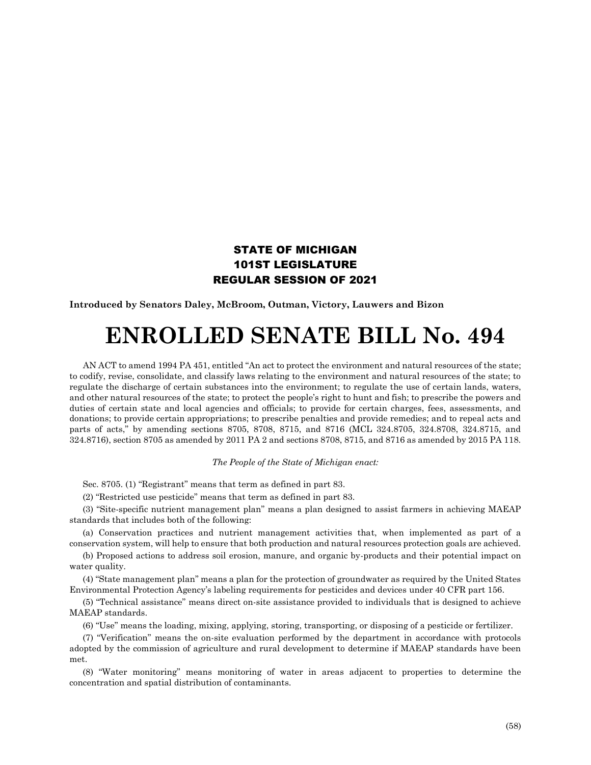**STATE OF MICHIGAN**
**101ST LEGISLATURE**
**REGULAR SESSION OF 2021**

**Introduced by Senators Daley, McBroom, Outman, Victory, Lauwers and Bizon**

# ENROLLED SENATE BILL No. 494

AN ACT to amend 1994 PA 451, entitled "An act to protect the environment and natural resources of the state; to codify, revise, consolidate, and classify laws relating to the environment and natural resources of the state; to regulate the discharge of certain substances into the environment; to regulate the use of certain lands, waters, and other natural resources of the state; to protect the people's right to hunt and fish; to prescribe the powers and duties of certain state and local agencies and officials; to provide for certain charges, fees, assessments, and donations; to provide certain appropriations; to prescribe penalties and provide remedies; and to repeal acts and parts of acts," by amending sections 8705, 8708, 8715, and 8716 (MCL 324.8705, 324.8708, 324.8715, and 324.8716), section 8705 as amended by 2011 PA 2 and sections 8708, 8715, and 8716 as amended by 2015 PA 118.

*The People of the State of Michigan enact:*

Sec. 8705. (1) "Registrant" means that term as defined in part 83.

(2) "Restricted use pesticide" means that term as defined in part 83.

(3) "Site-specific nutrient management plan" means a plan designed to assist farmers in achieving MAEAP standards that includes both of the following:

(a) Conservation practices and nutrient management activities that, when implemented as part of a conservation system, will help to ensure that both production and natural resources protection goals are achieved.

(b) Proposed actions to address soil erosion, manure, and organic by-products and their potential impact on water quality.

(4) "State management plan" means a plan for the protection of groundwater as required by the United States Environmental Protection Agency's labeling requirements for pesticides and devices under 40 CFR part 156.

(5) "Technical assistance" means direct on-site assistance provided to individuals that is designed to achieve MAEAP standards.

(6) "Use" means the loading, mixing, applying, storing, transporting, or disposing of a pesticide or fertilizer.

(7) "Verification" means the on-site evaluation performed by the department in accordance with protocols adopted by the commission of agriculture and rural development to determine if MAEAP standards have been met.

(8) "Water monitoring" means monitoring of water in areas adjacent to properties to determine the concentration and spatial distribution of contaminants.

(58)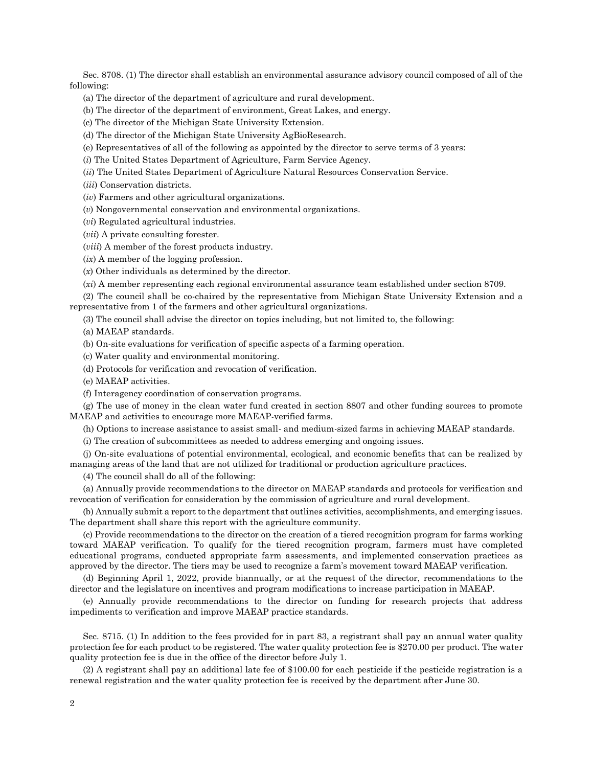Sec. 8708. (1) The director shall establish an environmental assurance advisory council composed of all of the following:

(a) The director of the department of agriculture and rural development.

(b) The director of the department of environment, Great Lakes, and energy.

(c) The director of the Michigan State University Extension.

(d) The director of the Michigan State University AgBioResearch.

(e) Representatives of all of the following as appointed by the director to serve terms of 3 years:

(*i*) The United States Department of Agriculture, Farm Service Agency.

(*ii*) The United States Department of Agriculture Natural Resources Conservation Service.

(*iii*) Conservation districts.

(*iv*) Farmers and other agricultural organizations.

(*v*) Nongovernmental conservation and environmental organizations.

(*vi*) Regulated agricultural industries.

(*vii*) A private consulting forester.

(*viii*) A member of the forest products industry.

(*ix*) A member of the logging profession.

(*x*) Other individuals as determined by the director.

(*xi*) A member representing each regional environmental assurance team established under section 8709.

(2) The council shall be co-chaired by the representative from Michigan State University Extension and a representative from 1 of the farmers and other agricultural organizations.

(3) The council shall advise the director on topics including, but not limited to, the following:

(a) MAEAP standards.

(b) On-site evaluations for verification of specific aspects of a farming operation.

(c) Water quality and environmental monitoring.

(d) Protocols for verification and revocation of verification.

(e) MAEAP activities.

(f) Interagency coordination of conservation programs.

(g) The use of money in the clean water fund created in section 8807 and other funding sources to promote MAEAP and activities to encourage more MAEAP-verified farms.

(h) Options to increase assistance to assist small- and medium-sized farms in achieving MAEAP standards.

(i) The creation of subcommittees as needed to address emerging and ongoing issues.

(j) On-site evaluations of potential environmental, ecological, and economic benefits that can be realized by managing areas of the land that are not utilized for traditional or production agriculture practices.

(4) The council shall do all of the following:

(a) Annually provide recommendations to the director on MAEAP standards and protocols for verification and revocation of verification for consideration by the commission of agriculture and rural development.

(b) Annually submit a report to the department that outlines activities, accomplishments, and emerging issues. The department shall share this report with the agriculture community.

(c) Provide recommendations to the director on the creation of a tiered recognition program for farms working toward MAEAP verification. To qualify for the tiered recognition program, farmers must have completed educational programs, conducted appropriate farm assessments, and implemented conservation practices as approved by the director. The tiers may be used to recognize a farm's movement toward MAEAP verification.

(d) Beginning April 1, 2022, provide biannually, or at the request of the director, recommendations to the director and the legislature on incentives and program modifications to increase participation in MAEAP.

(e) Annually provide recommendations to the director on funding for research projects that address impediments to verification and improve MAEAP practice standards.

Sec. 8715. (1) In addition to the fees provided for in part 83, a registrant shall pay an annual water quality protection fee for each product to be registered. The water quality protection fee is $270.00 per product. The water quality protection fee is due in the office of the director before July 1.

(2) A registrant shall pay an additional late fee of $100.00 for each pesticide if the pesticide registration is a renewal registration and the water quality protection fee is received by the department after June 30.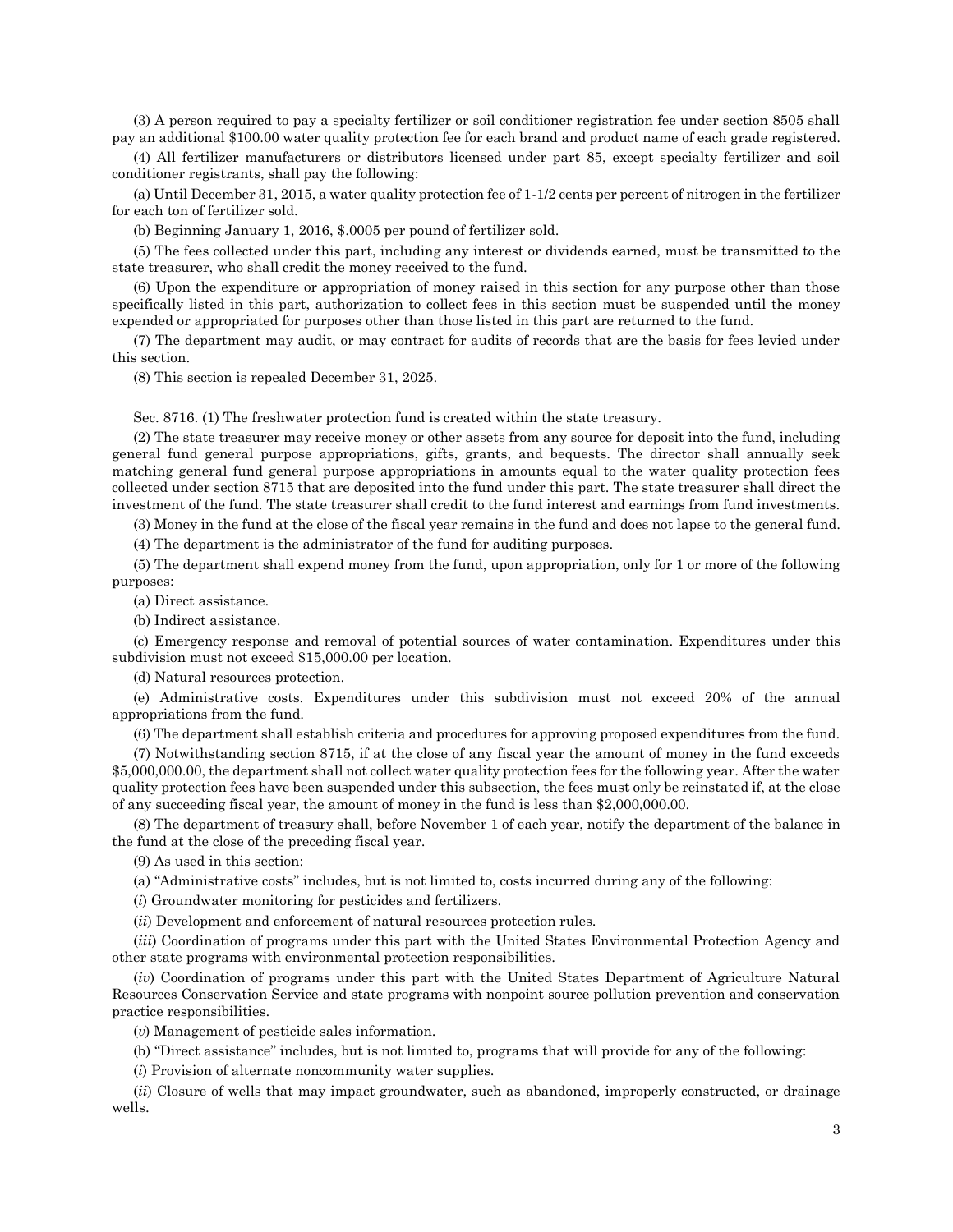(3) A person required to pay a specialty fertilizer or soil conditioner registration fee under section 8505 shall pay an additional $100.00 water quality protection fee for each brand and product name of each grade registered.

(4) All fertilizer manufacturers or distributors licensed under part 85, except specialty fertilizer and soil conditioner registrants, shall pay the following:

(a) Until December 31, 2015, a water quality protection fee of 1-1/2 cents per percent of nitrogen in the fertilizer for each ton of fertilizer sold.

(b) Beginning January 1, 2016, $.0005 per pound of fertilizer sold.

(5) The fees collected under this part, including any interest or dividends earned, must be transmitted to the state treasurer, who shall credit the money received to the fund.

(6) Upon the expenditure or appropriation of money raised in this section for any purpose other than those specifically listed in this part, authorization to collect fees in this section must be suspended until the money expended or appropriated for purposes other than those listed in this part are returned to the fund.

(7) The department may audit, or may contract for audits of records that are the basis for fees levied under this section.

(8) This section is repealed December 31, 2025.

Sec. 8716. (1) The freshwater protection fund is created within the state treasury.

(2) The state treasurer may receive money or other assets from any source for deposit into the fund, including general fund general purpose appropriations, gifts, grants, and bequests. The director shall annually seek matching general fund general purpose appropriations in amounts equal to the water quality protection fees collected under section 8715 that are deposited into the fund under this part. The state treasurer shall direct the investment of the fund. The state treasurer shall credit to the fund interest and earnings from fund investments.

(3) Money in the fund at the close of the fiscal year remains in the fund and does not lapse to the general fund.

(4) The department is the administrator of the fund for auditing purposes.

(5) The department shall expend money from the fund, upon appropriation, only for 1 or more of the following purposes:

(a) Direct assistance.

(b) Indirect assistance.

(c) Emergency response and removal of potential sources of water contamination. Expenditures under this subdivision must not exceed $15,000.00 per location.

(d) Natural resources protection.

(e) Administrative costs. Expenditures under this subdivision must not exceed 20% of the annual appropriations from the fund.

(6) The department shall establish criteria and procedures for approving proposed expenditures from the fund.

(7) Notwithstanding section 8715, if at the close of any fiscal year the amount of money in the fund exceeds $5,000,000.00, the department shall not collect water quality protection fees for the following year. After the water quality protection fees have been suspended under this subsection, the fees must only be reinstated if, at the close of any succeeding fiscal year, the amount of money in the fund is less than $2,000,000.00.

(8) The department of treasury shall, before November 1 of each year, notify the department of the balance in the fund at the close of the preceding fiscal year.

(9) As used in this section:

(a) "Administrative costs" includes, but is not limited to, costs incurred during any of the following:

(*i*) Groundwater monitoring for pesticides and fertilizers.

(*ii*) Development and enforcement of natural resources protection rules.

(*iii*) Coordination of programs under this part with the United States Environmental Protection Agency and other state programs with environmental protection responsibilities.

(*iv*) Coordination of programs under this part with the United States Department of Agriculture Natural Resources Conservation Service and state programs with nonpoint source pollution prevention and conservation practice responsibilities.

(*v*) Management of pesticide sales information.

(b) "Direct assistance" includes, but is not limited to, programs that will provide for any of the following:

(*i*) Provision of alternate noncommunity water supplies.

(*ii*) Closure of wells that may impact groundwater, such as abandoned, improperly constructed, or drainage wells.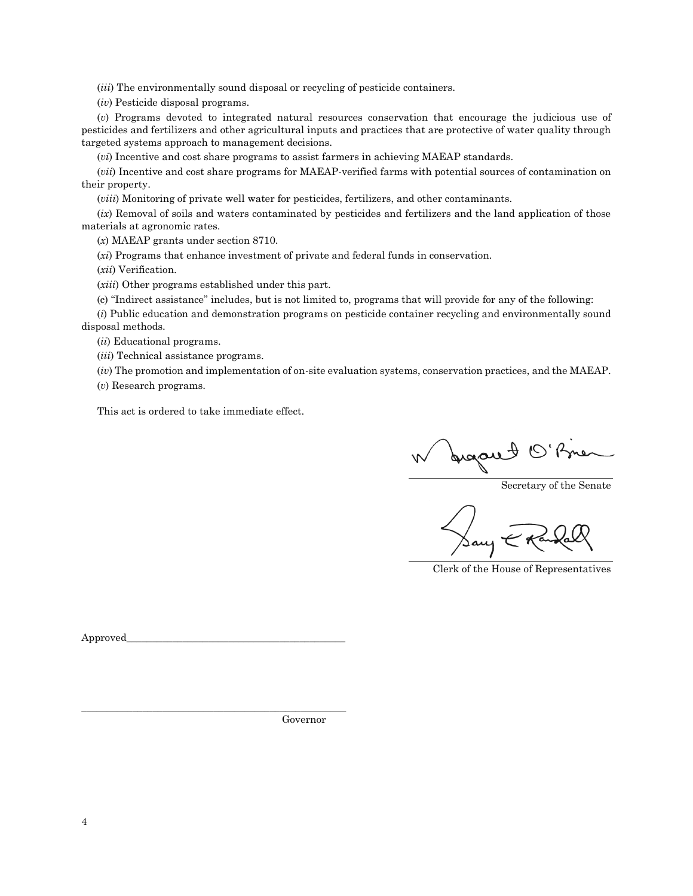(*iii*) The environmentally sound disposal or recycling of pesticide containers.

(*iv*) Pesticide disposal programs.

(*v*) Programs devoted to integrated natural resources conservation that encourage the judicious use of pesticides and fertilizers and other agricultural inputs and practices that are protective of water quality through targeted systems approach to management decisions.

(*vi*) Incentive and cost share programs to assist farmers in achieving MAEAP standards.

(*vii*) Incentive and cost share programs for MAEAP-verified farms with potential sources of contamination on their property.

(*viii*) Monitoring of private well water for pesticides, fertilizers, and other contaminants.

(*ix*) Removal of soils and waters contaminated by pesticides and fertilizers and the land application of those materials at agronomic rates.

(*x*) MAEAP grants under section 8710.

(*xi*) Programs that enhance investment of private and federal funds in conservation.

(*xii*) Verification.

(*xiii*) Other programs established under this part.

(c) "Indirect assistance" includes, but is not limited to, programs that will provide for any of the following:

(*i*) Public education and demonstration programs on pesticide container recycling and environmentally sound disposal methods.

(*ii*) Educational programs.

(*iii*) Technical assistance programs.

(*iv*) The promotion and implementation of on-site evaluation systems, conservation practices, and the MAEAP.

(*v*) Research programs.

This act is ordered to take immediate effect.

Secretary of the Senate

Clerk of the House of Representatives

Approved\_\_\_\_\_\_\_\_\_\_\_\_\_\_\_\_\_\_\_\_\_\_\_\_\_\_\_\_\_\_\_\_\_\_\_\_\_\_\_\_\_\_\_\_

Governor